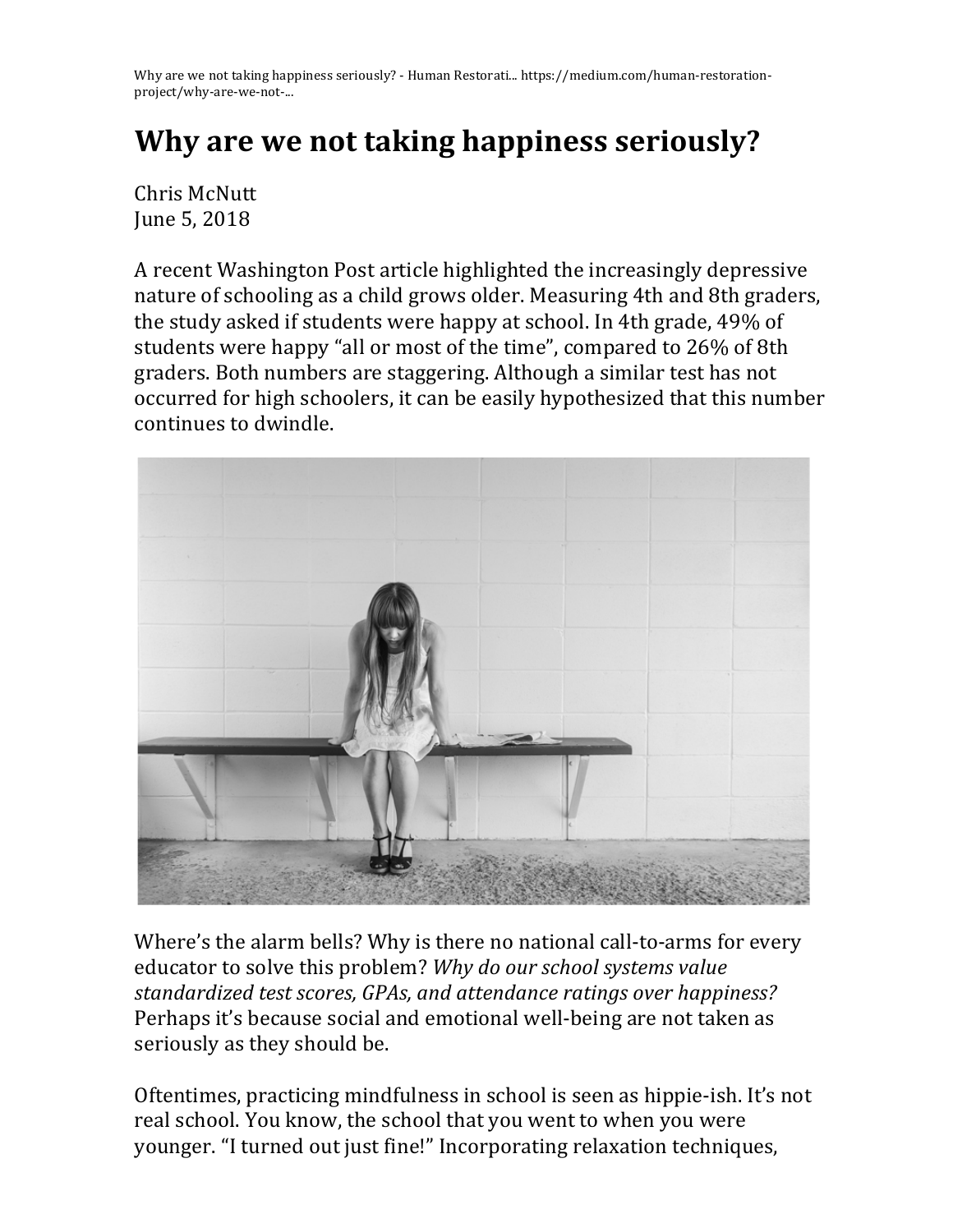# Why are we not taking happiness seriously?

Chris McNutt
June 5, 2018

A recent Washington Post article highlighted the increasingly depressive nature of schooling as a child grows older. Measuring 4th and 8th graders, the study asked if students were happy at school. In 4th grade, 49% of students were happy "all or most of the time", compared to 26% of 8th graders. Both numbers are staggering. Although a similar test has not occurred for high schoolers, it can be easily hypothesized that this number continues to dwindle.

Where's the alarm bells? Why is there no national call-to-arms for every educator to solve this problem? *Why do our school systems value standardized test scores, GPAs, and attendance ratings over happiness?* Perhaps it's because social and emotional well-being are not taken as seriously as they should be.

Oftentimes, practicing mindfulness in school is seen as hippie-ish. It's not real school. You know, the school that you went to when you were younger. "I turned out just fine!" Incorporating relaxation techniques,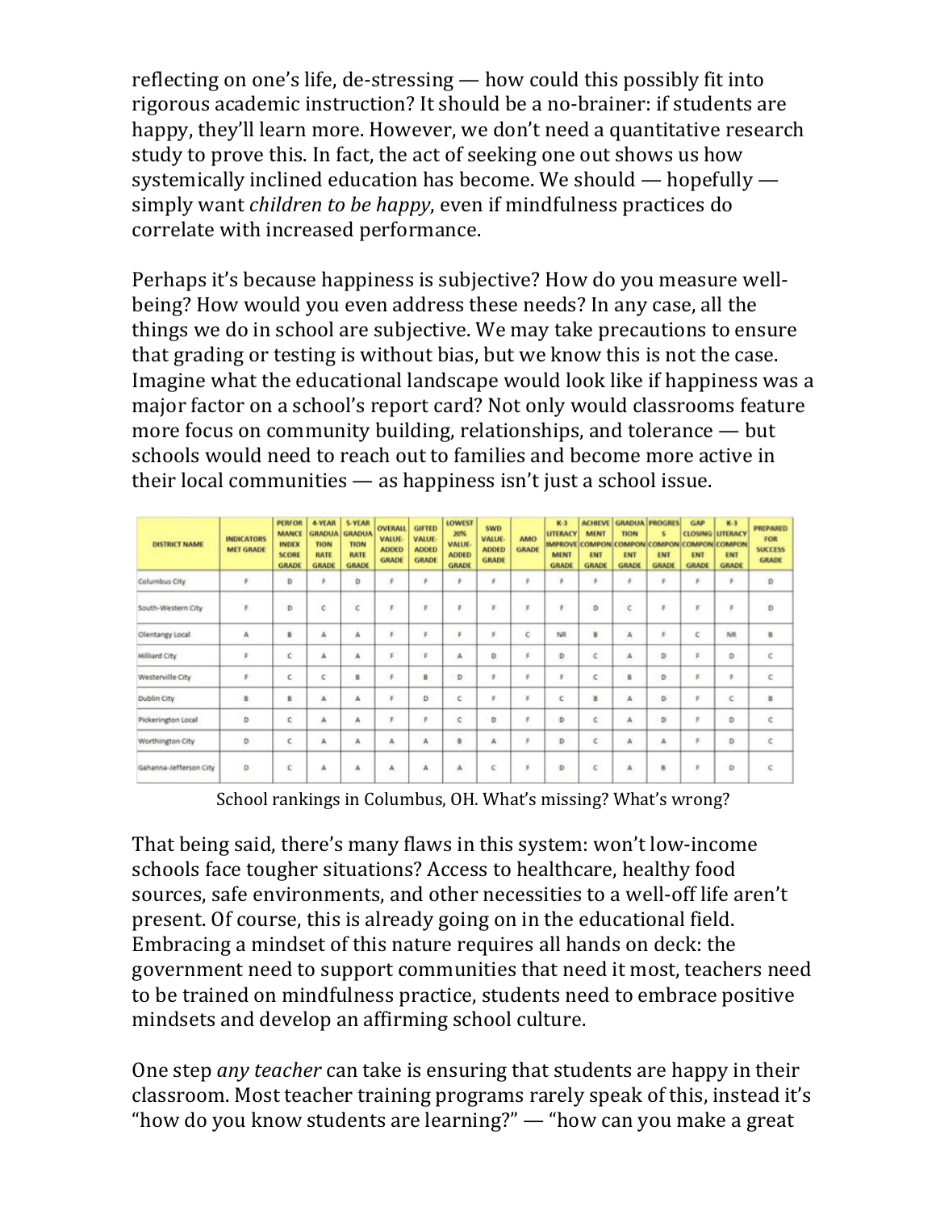reflecting on one's life, de-stressing — how could this possibly fit into rigorous academic instruction? It should be a no-brainer: if students are happy, they'll learn more. However, we don't need a quantitative research study to prove this. In fact, the act of seeking one out shows us how systemically inclined education has become. We should — hopefully — simply want *children to be happy*, even if mindfulness practices do correlate with increased performance.

Perhaps it's because happiness is subjective? How do you measure well-being? How would you even address these needs? In any case, all the things we do in school are subjective. We may take precautions to ensure that grading or testing is without bias, but we know this is not the case. Imagine what the educational landscape would look like if happiness was a major factor on a school's report card? Not only would classrooms feature more focus on community building, relationships, and tolerance — but schools would need to reach out to families and become more active in their local communities — as happiness isn't just a school issue.

| DISTRICT NAME | INDICATORS MET GRADE | PERFORMANCE INDEX SCORE GRADE | 4-YEAR GRADUATION RATE GRADE | 5-YEAR GRADUATION RATE GRADE | OVERALL VALUE-ADDED GRADE | GIFTED VALUE-ADDED GRADE | LOWEST 20% VALUE-ADDED GRADE | SWD VALUE-ADDED GRADE | AMO GRADE | K-3 LITERACY IMPROVEMENT GRADE | ACHIEVEMENT COMPONENT GRADE | GRADUATION COMPONENT GRADE | PROGRESS COMPONENT GRADE | GAP CLOSING COMPONENT GRADE | K-3 LITERACY COMPONENT GRADE | PREPARED FOR SUCCESS GRADE |
|---|---|---|---|---|---|---|---|---|---|---|---|---|---|---|---|---|
| Columbus City | F | D | F | D | F | F | F | F | F | F | F | F | F | F | F | D |
| South-Western City | F | D | C | C | F | F | F | F | F | F | D | C | F | F | F | D |
| Olentangy Local | A | B | A | A | F | F | F | F | C | NR | B | A | F | C | NR | B |
| Hilliard City | F | C | A | A | F | F | A | D | F | D | C | A | D | F | D | C |
| Westerville City | F | C | C | B | F | B | D | F | F | F | C | B | D | F | F | C |
| Dublin City | B | B | A | A | F | D | C | F | F | C | B | A | D | F | C | B |
| Pickerington Local | D | C | A | A | F | F | C | D | F | D | C | A | D | F | D | C |
| Worthington City | D | C | A | A | A | A | B | A | F | D | C | A | A | F | D | C |
| Gahanna-Jefferson City | D | C | A | A | A | A | A | C | F | D | C | A | B | F | D | C |

School rankings in Columbus, OH. What's missing? What's wrong?

That being said, there's many flaws in this system: won't low-income schools face tougher situations? Access to healthcare, healthy food sources, safe environments, and other necessities to a well-off life aren't present. Of course, this is already going on in the educational field. Embracing a mindset of this nature requires all hands on deck: the government need to support communities that need it most, teachers need to be trained on mindfulness practice, students need to embrace positive mindsets and develop an affirming school culture.

One step *any teacher* can take is ensuring that students are happy in their classroom. Most teacher training programs rarely speak of this, instead it's "how do you know students are learning?" — "how can you make a great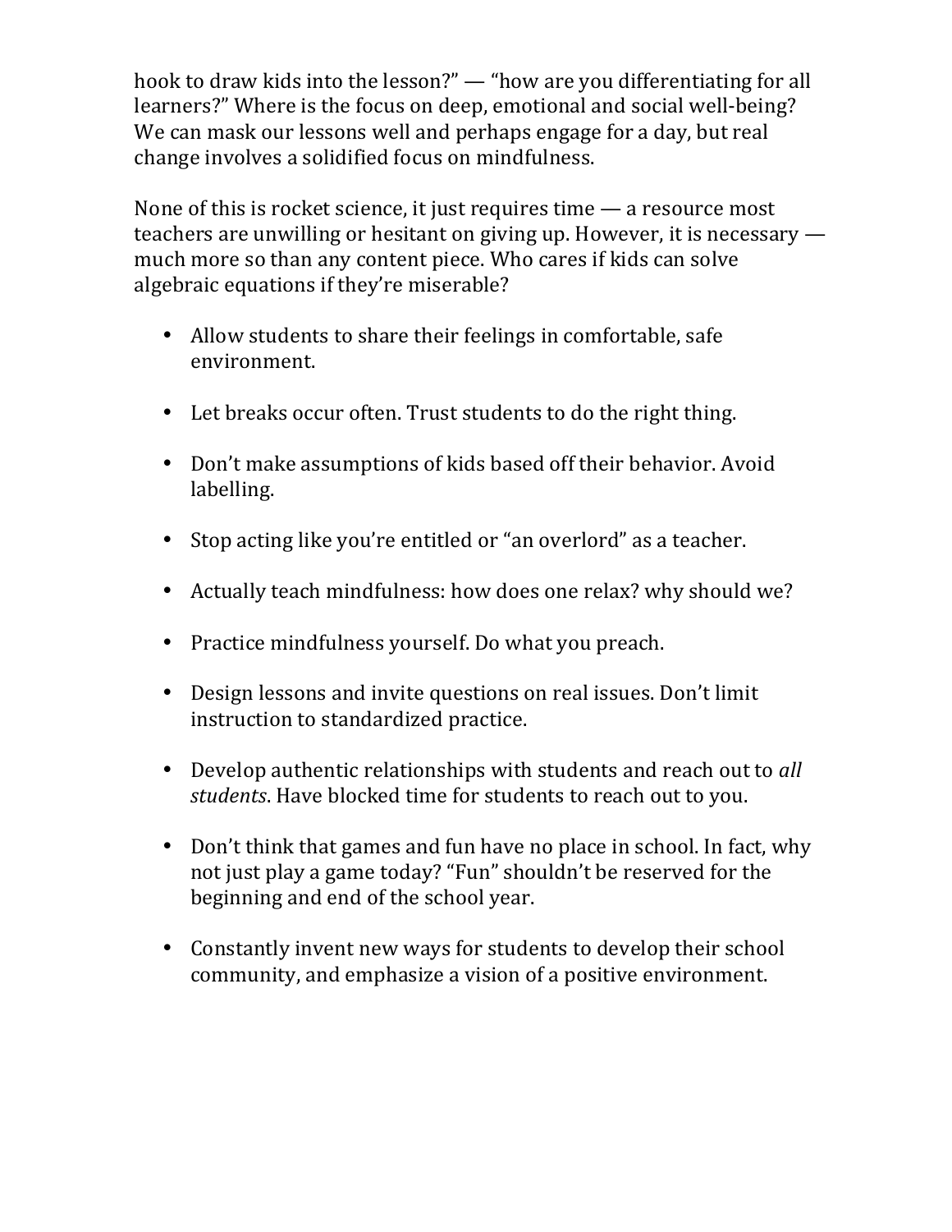hook to draw kids into the lesson?" — "how are you differentiating for all learners?" Where is the focus on deep, emotional and social well-being? We can mask our lessons well and perhaps engage for a day, but real change involves a solidified focus on mindfulness.

None of this is rocket science, it just requires time — a resource most teachers are unwilling or hesitant on giving up. However, it is necessary — much more so than any content piece. Who cares if kids can solve algebraic equations if they're miserable?

- Allow students to share their feelings in comfortable, safe environment.

- Let breaks occur often. Trust students to do the right thing.

- Don't make assumptions of kids based off their behavior. Avoid labelling.

- Stop acting like you're entitled or "an overlord" as a teacher.

- Actually teach mindfulness: how does one relax? why should we?

- Practice mindfulness yourself. Do what you preach.

- Design lessons and invite questions on real issues. Don't limit instruction to standardized practice.

- Develop authentic relationships with students and reach out to *all students*. Have blocked time for students to reach out to you.

- Don't think that games and fun have no place in school. In fact, why not just play a game today? "Fun" shouldn't be reserved for the beginning and end of the school year.

- Constantly invent new ways for students to develop their school community, and emphasize a vision of a positive environment.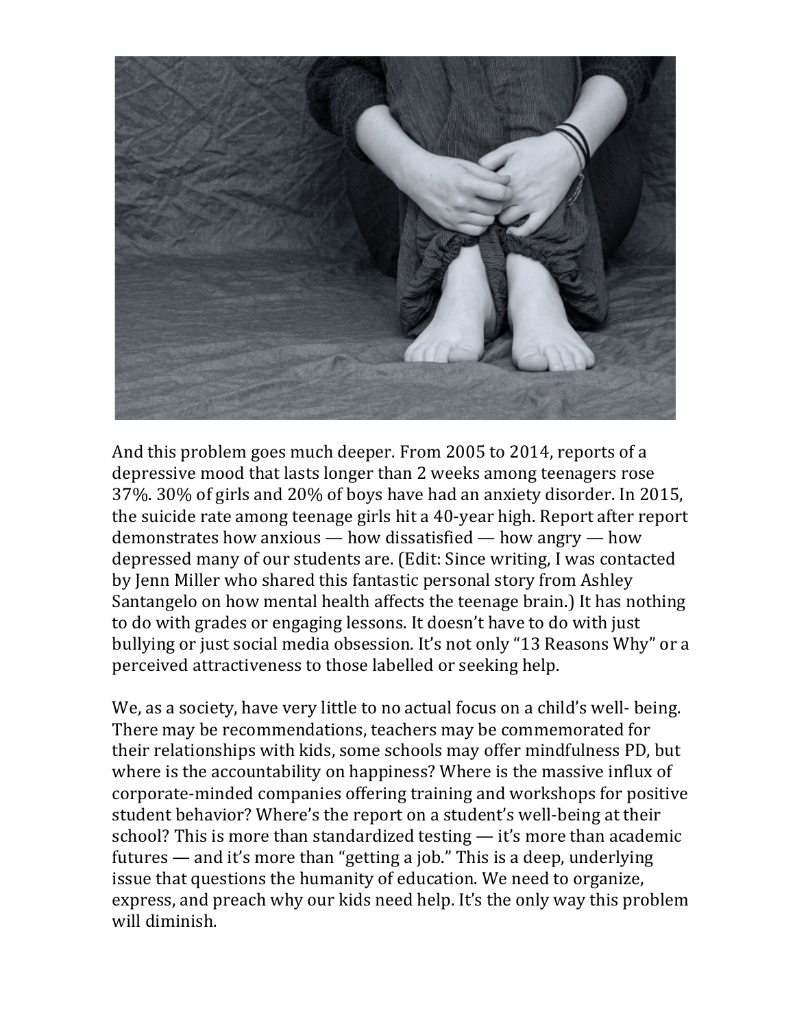And this problem goes much deeper. From 2005 to 2014, reports of a depressive mood that lasts longer than 2 weeks among teenagers rose 37%. 30% of girls and 20% of boys have had an anxiety disorder. In 2015, the suicide rate among teenage girls hit a 40-year high. Report after report demonstrates how anxious — how dissatisfied — how angry — how depressed many of our students are. (Edit: Since writing, I was contacted by Jenn Miller who shared this fantastic personal story from Ashley Santangelo on how mental health affects the teenage brain.) It has nothing to do with grades or engaging lessons. It doesn't have to do with just bullying or just social media obsession. It's not only "13 Reasons Why" or a perceived attractiveness to those labelled or seeking help.

We, as a society, have very little to no actual focus on a child's well- being. There may be recommendations, teachers may be commemorated for their relationships with kids, some schools may offer mindfulness PD, but where is the accountability on happiness? Where is the massive influx of corporate-minded companies offering training and workshops for positive student behavior? Where's the report on a student's well-being at their school? This is more than standardized testing — it's more than academic futures — and it's more than "getting a job." This is a deep, underlying issue that questions the humanity of education. We need to organize, express, and preach why our kids need help. It's the only way this problem will diminish.